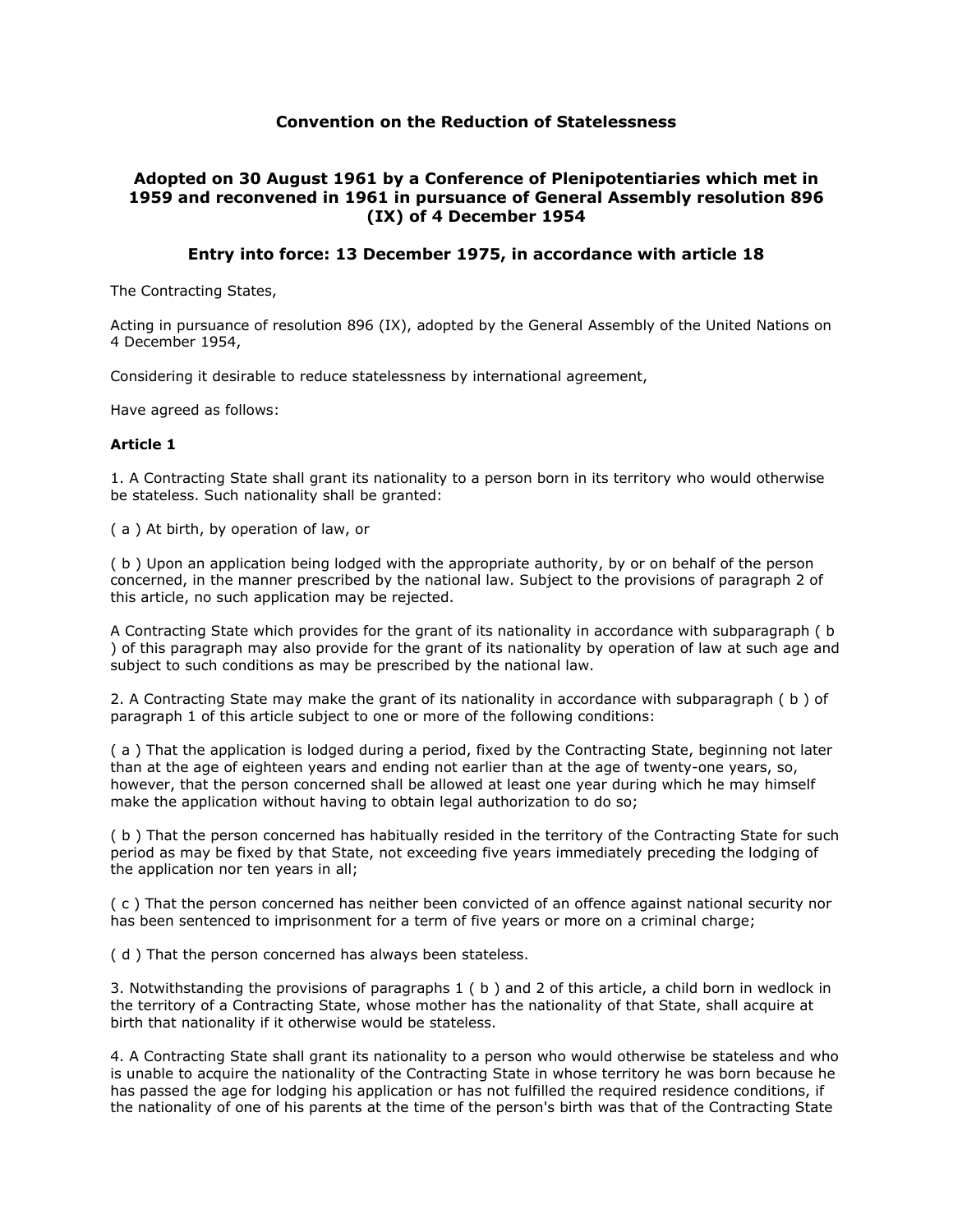# Convention on the Reduction of Statelessness

## Adopted on 30 August 1961 by a Conference of Plenipotentiaries which met in 1959 and reconvened in 1961 in pursuance of General Assembly resolution 896 (IX) of 4 December 1954

## Entry into force: 13 December 1975, in accordance with article 18

The Contracting States,

Acting in pursuance of resolution 896 (IX), adopted by the General Assembly of the United Nations on 4 December 1954,

Considering it desirable to reduce statelessness by international agreement,

Have agreed as follows:

### Article 1

1. A Contracting State shall grant its nationality to a person born in its territory who would otherwise be stateless. Such nationality shall be granted:

( a ) At birth, by operation of law, or

( b ) Upon an application being lodged with the appropriate authority, by or on behalf of the person concerned, in the manner prescribed by the national law. Subject to the provisions of paragraph 2 of this article, no such application may be rejected.

A Contracting State which provides for the grant of its nationality in accordance with subparagraph ( b ) of this paragraph may also provide for the grant of its nationality by operation of law at such age and subject to such conditions as may be prescribed by the national law.

2. A Contracting State may make the grant of its nationality in accordance with subparagraph ( b ) of paragraph 1 of this article subject to one or more of the following conditions:

( a ) That the application is lodged during a period, fixed by the Contracting State, beginning not later than at the age of eighteen years and ending not earlier than at the age of twenty-one years, so, however, that the person concerned shall be allowed at least one year during which he may himself make the application without having to obtain legal authorization to do so;

( b ) That the person concerned has habitually resided in the territory of the Contracting State for such period as may be fixed by that State, not exceeding five years immediately preceding the lodging of the application nor ten years in all;

( c ) That the person concerned has neither been convicted of an offence against national security nor has been sentenced to imprisonment for a term of five years or more on a criminal charge;

( d ) That the person concerned has always been stateless.

3. Notwithstanding the provisions of paragraphs 1 ( b ) and 2 of this article, a child born in wedlock in the territory of a Contracting State, whose mother has the nationality of that State, shall acquire at birth that nationality if it otherwise would be stateless.

4. A Contracting State shall grant its nationality to a person who would otherwise be stateless and who is unable to acquire the nationality of the Contracting State in whose territory he was born because he has passed the age for lodging his application or has not fulfilled the required residence conditions, if the nationality of one of his parents at the time of the person's birth was that of the Contracting State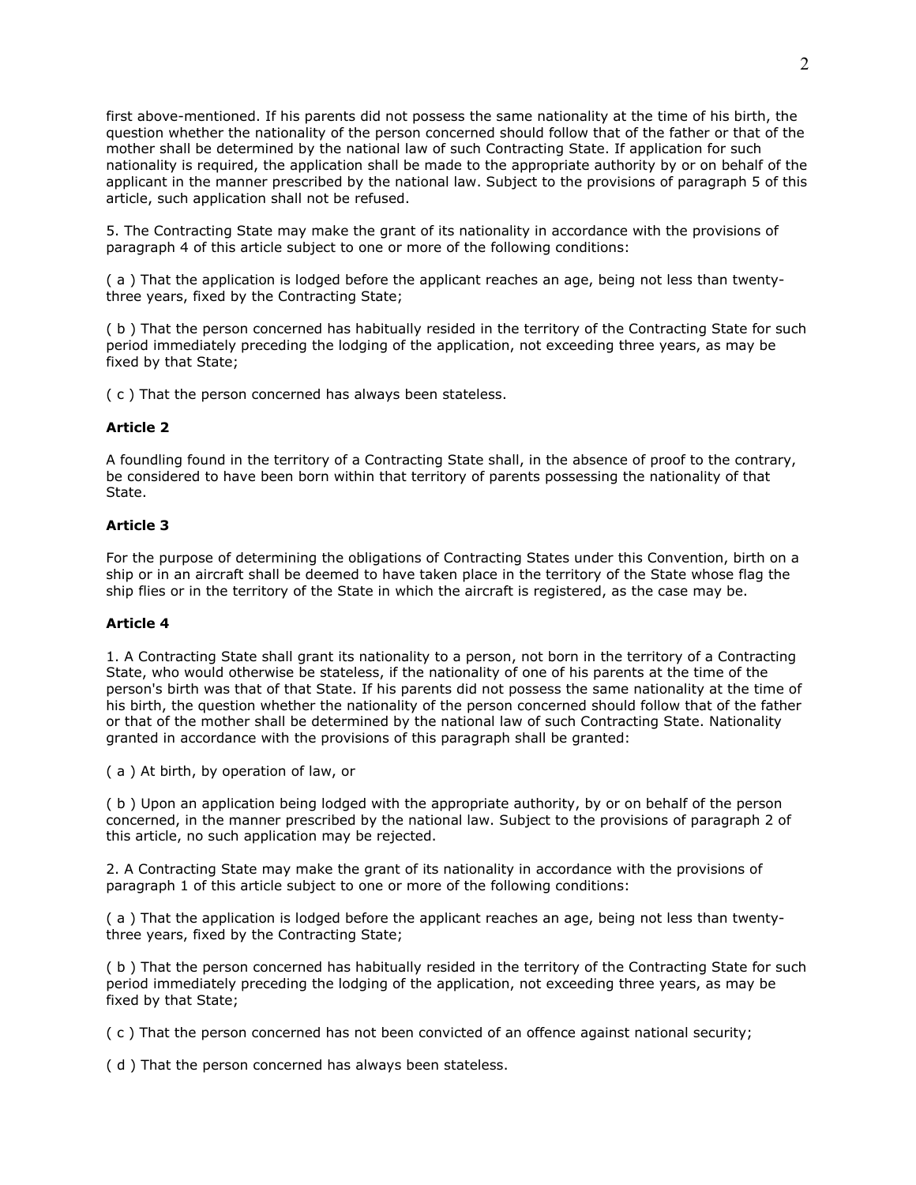first above-mentioned. If his parents did not possess the same nationality at the time of his birth, the question whether the nationality of the person concerned should follow that of the father or that of the mother shall be determined by the national law of such Contracting State. If application for such nationality is required, the application shall be made to the appropriate authority by or on behalf of the applicant in the manner prescribed by the national law. Subject to the provisions of paragraph 5 of this article, such application shall not be refused.

5. The Contracting State may make the grant of its nationality in accordance with the provisions of paragraph 4 of this article subject to one or more of the following conditions:

( a ) That the application is lodged before the applicant reaches an age, being not less than twenty-three years, fixed by the Contracting State;

( b ) That the person concerned has habitually resided in the territory of the Contracting State for such period immediately preceding the lodging of the application, not exceeding three years, as may be fixed by that State;

( c ) That the person concerned has always been stateless.

**Article 2**

A foundling found in the territory of a Contracting State shall, in the absence of proof to the contrary, be considered to have been born within that territory of parents possessing the nationality of that State.

**Article 3**

For the purpose of determining the obligations of Contracting States under this Convention, birth on a ship or in an aircraft shall be deemed to have taken place in the territory of the State whose flag the ship flies or in the territory of the State in which the aircraft is registered, as the case may be.

**Article 4**

1. A Contracting State shall grant its nationality to a person, not born in the territory of a Contracting State, who would otherwise be stateless, if the nationality of one of his parents at the time of the person's birth was that of that State. If his parents did not possess the same nationality at the time of his birth, the question whether the nationality of the person concerned should follow that of the father or that of the mother shall be determined by the national law of such Contracting State. Nationality granted in accordance with the provisions of this paragraph shall be granted:

( a ) At birth, by operation of law, or

( b ) Upon an application being lodged with the appropriate authority, by or on behalf of the person concerned, in the manner prescribed by the national law. Subject to the provisions of paragraph 2 of this article, no such application may be rejected.

2. A Contracting State may make the grant of its nationality in accordance with the provisions of paragraph 1 of this article subject to one or more of the following conditions:

( a ) That the application is lodged before the applicant reaches an age, being not less than twenty-three years, fixed by the Contracting State;

( b ) That the person concerned has habitually resided in the territory of the Contracting State for such period immediately preceding the lodging of the application, not exceeding three years, as may be fixed by that State;

( c ) That the person concerned has not been convicted of an offence against national security;

( d ) That the person concerned has always been stateless.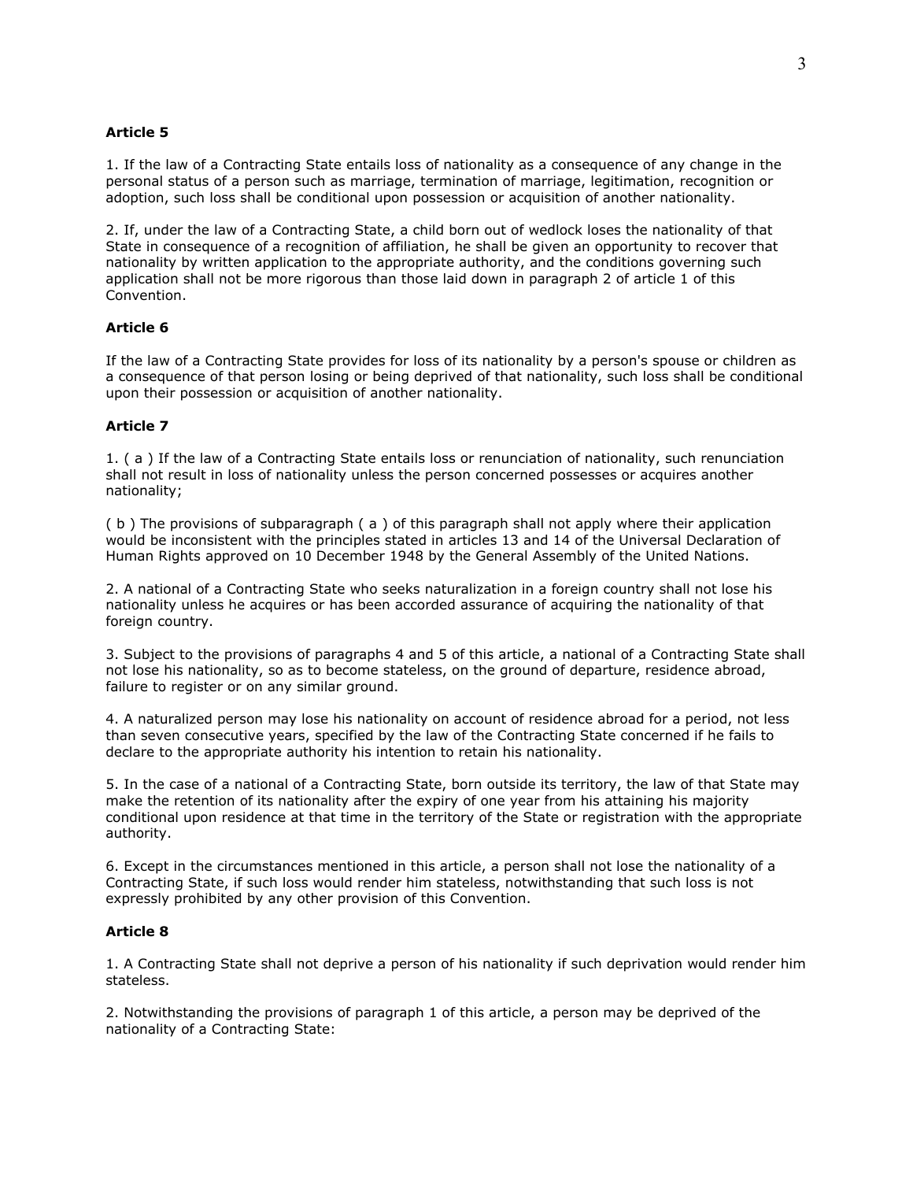**Article 5**

1. If the law of a Contracting State entails loss of nationality as a consequence of any change in the personal status of a person such as marriage, termination of marriage, legitimation, recognition or adoption, such loss shall be conditional upon possession or acquisition of another nationality.

2. If, under the law of a Contracting State, a child born out of wedlock loses the nationality of that State in consequence of a recognition of affiliation, he shall be given an opportunity to recover that nationality by written application to the appropriate authority, and the conditions governing such application shall not be more rigorous than those laid down in paragraph 2 of article 1 of this Convention.

**Article 6**

If the law of a Contracting State provides for loss of its nationality by a person's spouse or children as a consequence of that person losing or being deprived of that nationality, such loss shall be conditional upon their possession or acquisition of another nationality.

**Article 7**

1. ( a ) If the law of a Contracting State entails loss or renunciation of nationality, such renunciation shall not result in loss of nationality unless the person concerned possesses or acquires another nationality;

( b ) The provisions of subparagraph ( a ) of this paragraph shall not apply where their application would be inconsistent with the principles stated in articles 13 and 14 of the Universal Declaration of Human Rights approved on 10 December 1948 by the General Assembly of the United Nations.

2. A national of a Contracting State who seeks naturalization in a foreign country shall not lose his nationality unless he acquires or has been accorded assurance of acquiring the nationality of that foreign country.

3. Subject to the provisions of paragraphs 4 and 5 of this article, a national of a Contracting State shall not lose his nationality, so as to become stateless, on the ground of departure, residence abroad, failure to register or on any similar ground.

4. A naturalized person may lose his nationality on account of residence abroad for a period, not less than seven consecutive years, specified by the law of the Contracting State concerned if he fails to declare to the appropriate authority his intention to retain his nationality.

5. In the case of a national of a Contracting State, born outside its territory, the law of that State may make the retention of its nationality after the expiry of one year from his attaining his majority conditional upon residence at that time in the territory of the State or registration with the appropriate authority.

6. Except in the circumstances mentioned in this article, a person shall not lose the nationality of a Contracting State, if such loss would render him stateless, notwithstanding that such loss is not expressly prohibited by any other provision of this Convention.

**Article 8**

1. A Contracting State shall not deprive a person of his nationality if such deprivation would render him stateless.

2. Notwithstanding the provisions of paragraph 1 of this article, a person may be deprived of the nationality of a Contracting State: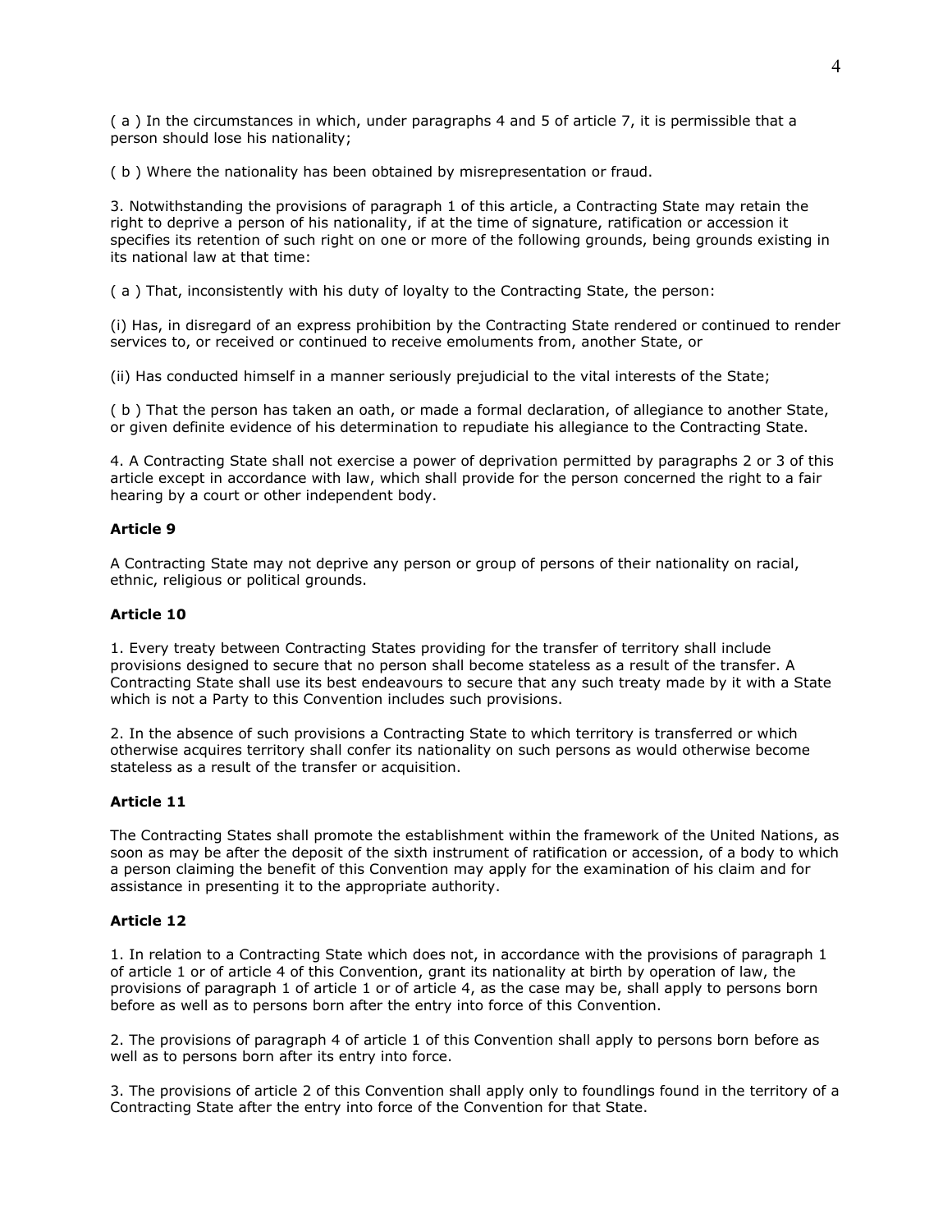( a ) In the circumstances in which, under paragraphs 4 and 5 of article 7, it is permissible that a person should lose his nationality;

( b ) Where the nationality has been obtained by misrepresentation or fraud.

3. Notwithstanding the provisions of paragraph 1 of this article, a Contracting State may retain the right to deprive a person of his nationality, if at the time of signature, ratification or accession it specifies its retention of such right on one or more of the following grounds, being grounds existing in its national law at that time:

( a ) That, inconsistently with his duty of loyalty to the Contracting State, the person:

(i) Has, in disregard of an express prohibition by the Contracting State rendered or continued to render services to, or received or continued to receive emoluments from, another State, or

(ii) Has conducted himself in a manner seriously prejudicial to the vital interests of the State;

( b ) That the person has taken an oath, or made a formal declaration, of allegiance to another State, or given definite evidence of his determination to repudiate his allegiance to the Contracting State.

4. A Contracting State shall not exercise a power of deprivation permitted by paragraphs 2 or 3 of this article except in accordance with law, which shall provide for the person concerned the right to a fair hearing by a court or other independent body.

**Article 9**

A Contracting State may not deprive any person or group of persons of their nationality on racial, ethnic, religious or political grounds.

**Article 10**

1. Every treaty between Contracting States providing for the transfer of territory shall include provisions designed to secure that no person shall become stateless as a result of the transfer. A Contracting State shall use its best endeavours to secure that any such treaty made by it with a State which is not a Party to this Convention includes such provisions.

2. In the absence of such provisions a Contracting State to which territory is transferred or which otherwise acquires territory shall confer its nationality on such persons as would otherwise become stateless as a result of the transfer or acquisition.

**Article 11**

The Contracting States shall promote the establishment within the framework of the United Nations, as soon as may be after the deposit of the sixth instrument of ratification or accession, of a body to which a person claiming the benefit of this Convention may apply for the examination of his claim and for assistance in presenting it to the appropriate authority.

**Article 12**

1. In relation to a Contracting State which does not, in accordance with the provisions of paragraph 1 of article 1 or of article 4 of this Convention, grant its nationality at birth by operation of law, the provisions of paragraph 1 of article 1 or of article 4, as the case may be, shall apply to persons born before as well as to persons born after the entry into force of this Convention.

2. The provisions of paragraph 4 of article 1 of this Convention shall apply to persons born before as well as to persons born after its entry into force.

3. The provisions of article 2 of this Convention shall apply only to foundlings found in the territory of a Contracting State after the entry into force of the Convention for that State.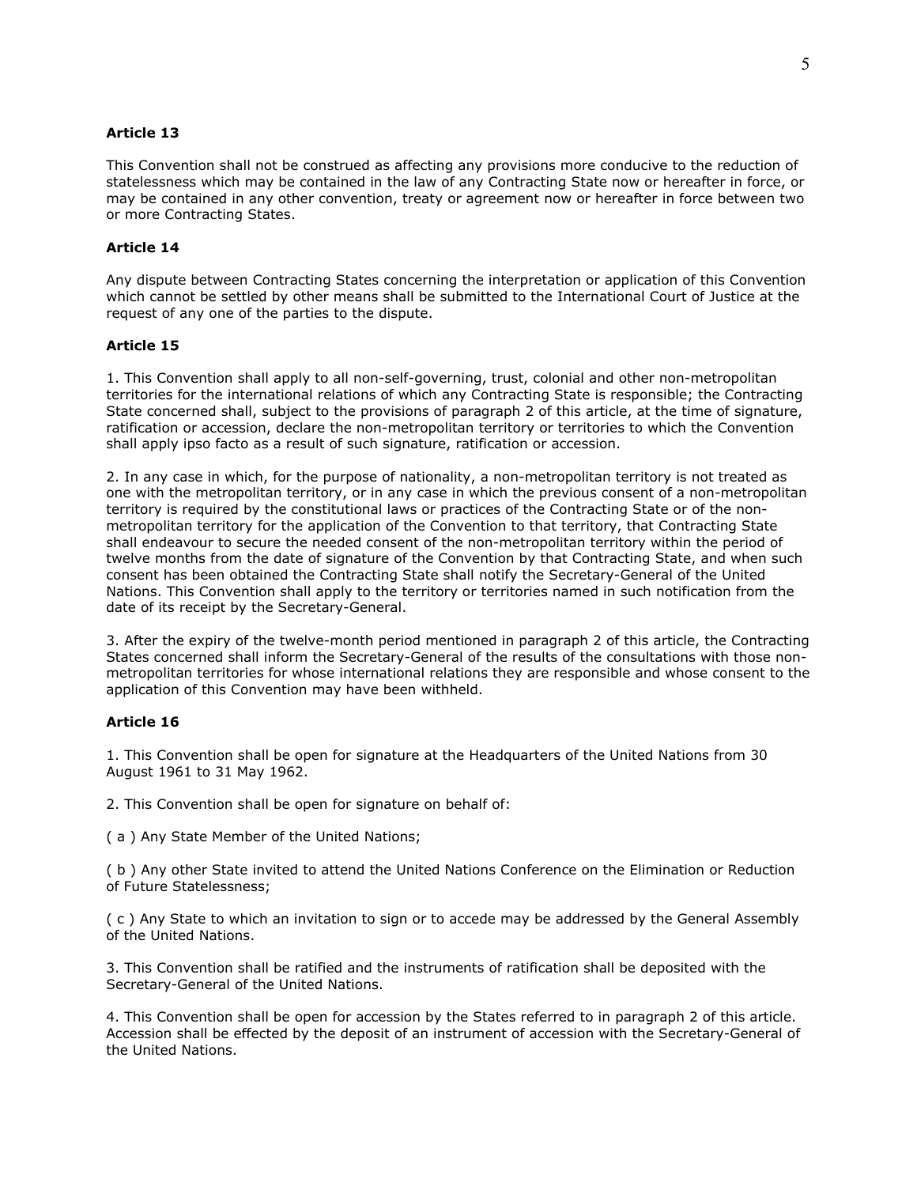**Article 13**

This Convention shall not be construed as affecting any provisions more conducive to the reduction of statelessness which may be contained in the law of any Contracting State now or hereafter in force, or may be contained in any other convention, treaty or agreement now or hereafter in force between two or more Contracting States.

**Article 14**

Any dispute between Contracting States concerning the interpretation or application of this Convention which cannot be settled by other means shall be submitted to the International Court of Justice at the request of any one of the parties to the dispute.

**Article 15**

1. This Convention shall apply to all non-self-governing, trust, colonial and other non-metropolitan territories for the international relations of which any Contracting State is responsible; the Contracting State concerned shall, subject to the provisions of paragraph 2 of this article, at the time of signature, ratification or accession, declare the non-metropolitan territory or territories to which the Convention shall apply ipso facto as a result of such signature, ratification or accession.

2. In any case in which, for the purpose of nationality, a non-metropolitan territory is not treated as one with the metropolitan territory, or in any case in which the previous consent of a non-metropolitan territory is required by the constitutional laws or practices of the Contracting State or of the non-metropolitan territory for the application of the Convention to that territory, that Contracting State shall endeavour to secure the needed consent of the non-metropolitan territory within the period of twelve months from the date of signature of the Convention by that Contracting State, and when such consent has been obtained the Contracting State shall notify the Secretary-General of the United Nations. This Convention shall apply to the territory or territories named in such notification from the date of its receipt by the Secretary-General.

3. After the expiry of the twelve-month period mentioned in paragraph 2 of this article, the Contracting States concerned shall inform the Secretary-General of the results of the consultations with those non-metropolitan territories for whose international relations they are responsible and whose consent to the application of this Convention may have been withheld.

**Article 16**

1. This Convention shall be open for signature at the Headquarters of the United Nations from 30 August 1961 to 31 May 1962.

2. This Convention shall be open for signature on behalf of:

( a ) Any State Member of the United Nations;

( b ) Any other State invited to attend the United Nations Conference on the Elimination or Reduction of Future Statelessness;

( c ) Any State to which an invitation to sign or to accede may be addressed by the General Assembly of the United Nations.

3. This Convention shall be ratified and the instruments of ratification shall be deposited with the Secretary-General of the United Nations.

4. This Convention shall be open for accession by the States referred to in paragraph 2 of this article. Accession shall be effected by the deposit of an instrument of accession with the Secretary-General of the United Nations.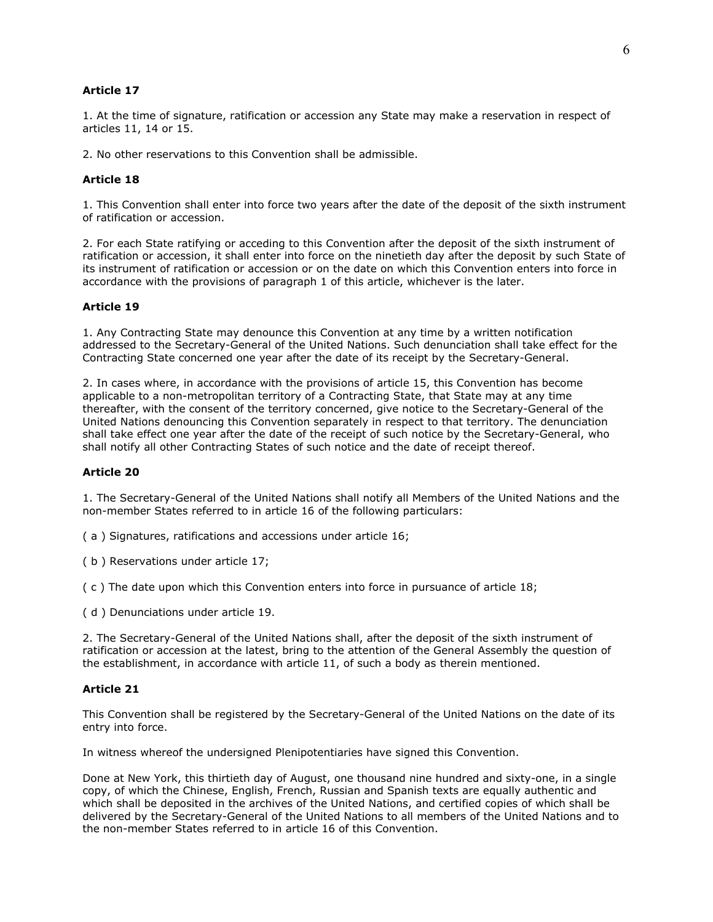**Article 17**

1. At the time of signature, ratification or accession any State may make a reservation in respect of articles 11, 14 or 15.

2. No other reservations to this Convention shall be admissible.

**Article 18**

1. This Convention shall enter into force two years after the date of the deposit of the sixth instrument of ratification or accession.

2. For each State ratifying or acceding to this Convention after the deposit of the sixth instrument of ratification or accession, it shall enter into force on the ninetieth day after the deposit by such State of its instrument of ratification or accession or on the date on which this Convention enters into force in accordance with the provisions of paragraph 1 of this article, whichever is the later.

**Article 19**

1. Any Contracting State may denounce this Convention at any time by a written notification addressed to the Secretary-General of the United Nations. Such denunciation shall take effect for the Contracting State concerned one year after the date of its receipt by the Secretary-General.

2. In cases where, in accordance with the provisions of article 15, this Convention has become applicable to a non-metropolitan territory of a Contracting State, that State may at any time thereafter, with the consent of the territory concerned, give notice to the Secretary-General of the United Nations denouncing this Convention separately in respect to that territory. The denunciation shall take effect one year after the date of the receipt of such notice by the Secretary-General, who shall notify all other Contracting States of such notice and the date of receipt thereof.

**Article 20**

1. The Secretary-General of the United Nations shall notify all Members of the United Nations and the non-member States referred to in article 16 of the following particulars:

( a ) Signatures, ratifications and accessions under article 16;

( b ) Reservations under article 17;

( c ) The date upon which this Convention enters into force in pursuance of article 18;

( d ) Denunciations under article 19.

2. The Secretary-General of the United Nations shall, after the deposit of the sixth instrument of ratification or accession at the latest, bring to the attention of the General Assembly the question of the establishment, in accordance with article 11, of such a body as therein mentioned.

**Article 21**

This Convention shall be registered by the Secretary-General of the United Nations on the date of its entry into force.

In witness whereof the undersigned Plenipotentiaries have signed this Convention.

Done at New York, this thirtieth day of August, one thousand nine hundred and sixty-one, in a single copy, of which the Chinese, English, French, Russian and Spanish texts are equally authentic and which shall be deposited in the archives of the United Nations, and certified copies of which shall be delivered by the Secretary-General of the United Nations to all members of the United Nations and to the non-member States referred to in article 16 of this Convention.